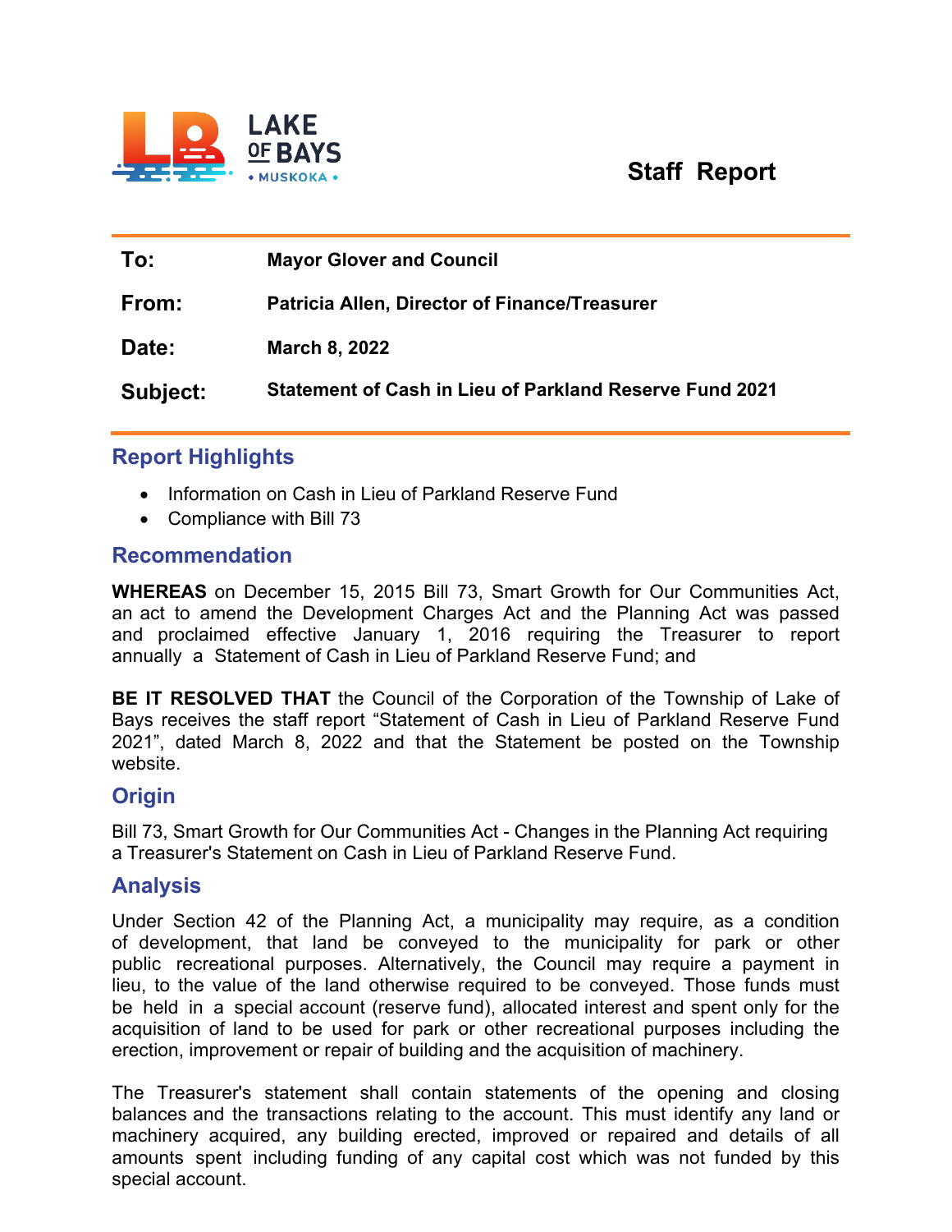LAKE OF BAYS • MUSKOKA •

# Staff Report

| | |
|---|---|
| **To:** | **Mayor Glover and Council** |
| **From:** | **Patricia Allen, Director of Finance/Treasurer** |
| **Date:** | **March 8, 2022** |
| **Subject:** | **Statement of Cash in Lieu of Parkland Reserve Fund 2021** |

## Report Highlights

- Information on Cash in Lieu of Parkland Reserve Fund
- Compliance with Bill 73

## Recommendation

**WHEREAS** on December 15, 2015 Bill 73, Smart Growth for Our Communities Act, an act to amend the Development Charges Act and the Planning Act was passed and proclaimed effective January 1, 2016 requiring the Treasurer to report annually a Statement of Cash in Lieu of Parkland Reserve Fund; and

**BE IT RESOLVED THAT** the Council of the Corporation of the Township of Lake of Bays receives the staff report "Statement of Cash in Lieu of Parkland Reserve Fund 2021", dated March 8, 2022 and that the Statement be posted on the Township website.

## Origin

Bill 73, Smart Growth for Our Communities Act - Changes in the Planning Act requiring a Treasurer's Statement on Cash in Lieu of Parkland Reserve Fund.

## Analysis

Under Section 42 of the Planning Act, a municipality may require, as a condition of development, that land be conveyed to the municipality for park or other public recreational purposes. Alternatively, the Council may require a payment in lieu, to the value of the land otherwise required to be conveyed. Those funds must be held in a special account (reserve fund), allocated interest and spent only for the acquisition of land to be used for park or other recreational purposes including the erection, improvement or repair of building and the acquisition of machinery.

The Treasurer's statement shall contain statements of the opening and closing balances and the transactions relating to the account. This must identify any land or machinery acquired, any building erected, improved or repaired and details of all amounts spent including funding of any capital cost which was not funded by this special account.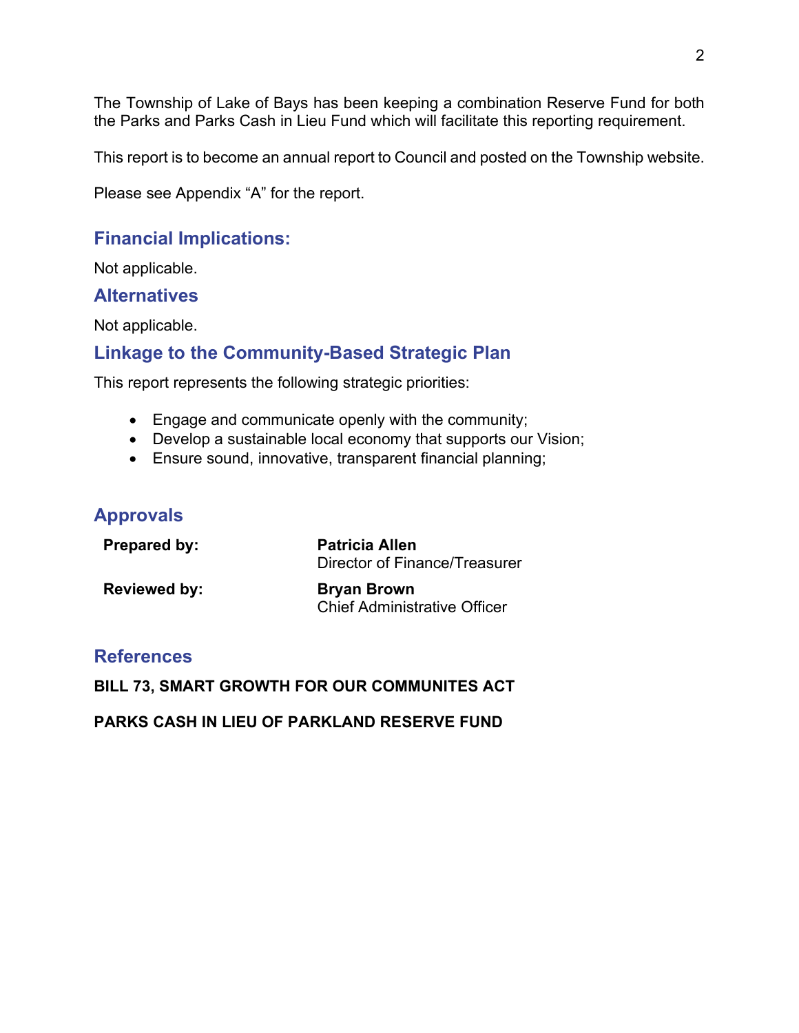The Township of Lake of Bays has been keeping a combination Reserve Fund for both the Parks and Parks Cash in Lieu Fund which will facilitate this reporting requirement.

This report is to become an annual report to Council and posted on the Township website.

Please see Appendix "A" for the report.

## Financial Implications:

Not applicable.

## Alternatives

Not applicable.

## Linkage to the Community-Based Strategic Plan

This report represents the following strategic priorities:

- Engage and communicate openly with the community;
- Develop a sustainable local economy that supports our Vision;
- Ensure sound, innovative, transparent financial planning;

## Approvals

| | |
|---|---|
| **Prepared by:** | **Patricia Allen**<br>Director of Finance/Treasurer |
| **Reviewed by:** | **Bryan Brown**<br>Chief Administrative Officer |

## References

**BILL 73, SMART GROWTH FOR OUR COMMUNITES ACT**

**PARKS CASH IN LIEU OF PARKLAND RESERVE FUND**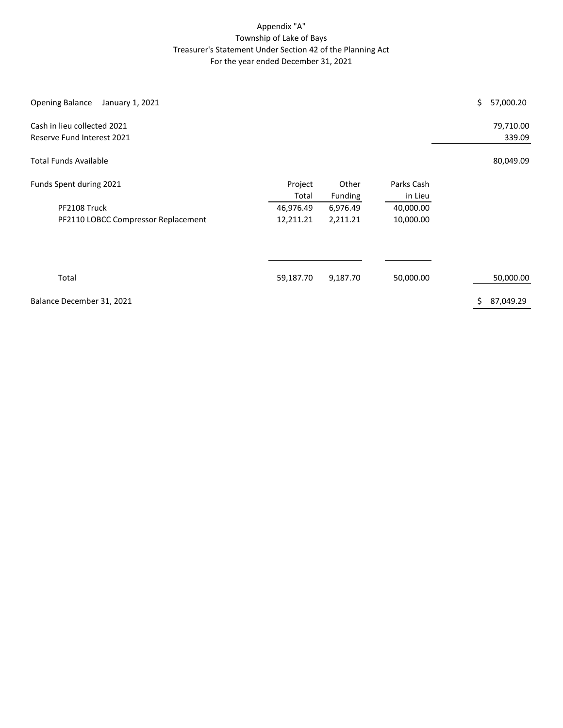Appendix "A"
Township of Lake of Bays
Treasurer's Statement Under Section 42 of the Planning Act
For the year ended December 31, 2021

| | | | | |
|---|---|---|---|---|
| Opening Balance January 1, 2021 | | | | $ 57,000.20 |
| Cash in lieu collected 2021 | | | | 79,710.00 |
| Reserve Fund Interest 2021 | | | | 339.09 |
| Total Funds Available | | | | 80,049.09 |
| Funds Spent during 2021 | Project Total | Other Funding | Parks Cash in Lieu | |
| PF2108 Truck | 46,976.49 | 6,976.49 | 40,000.00 | |
| PF2110 LOBCC Compressor Replacement | 12,211.21 | 2,211.21 | 10,000.00 | |
| Total | 59,187.70 | 9,187.70 | 50,000.00 | 50,000.00 |
| Balance December 31, 2021 | | | | $ 87,049.29 |